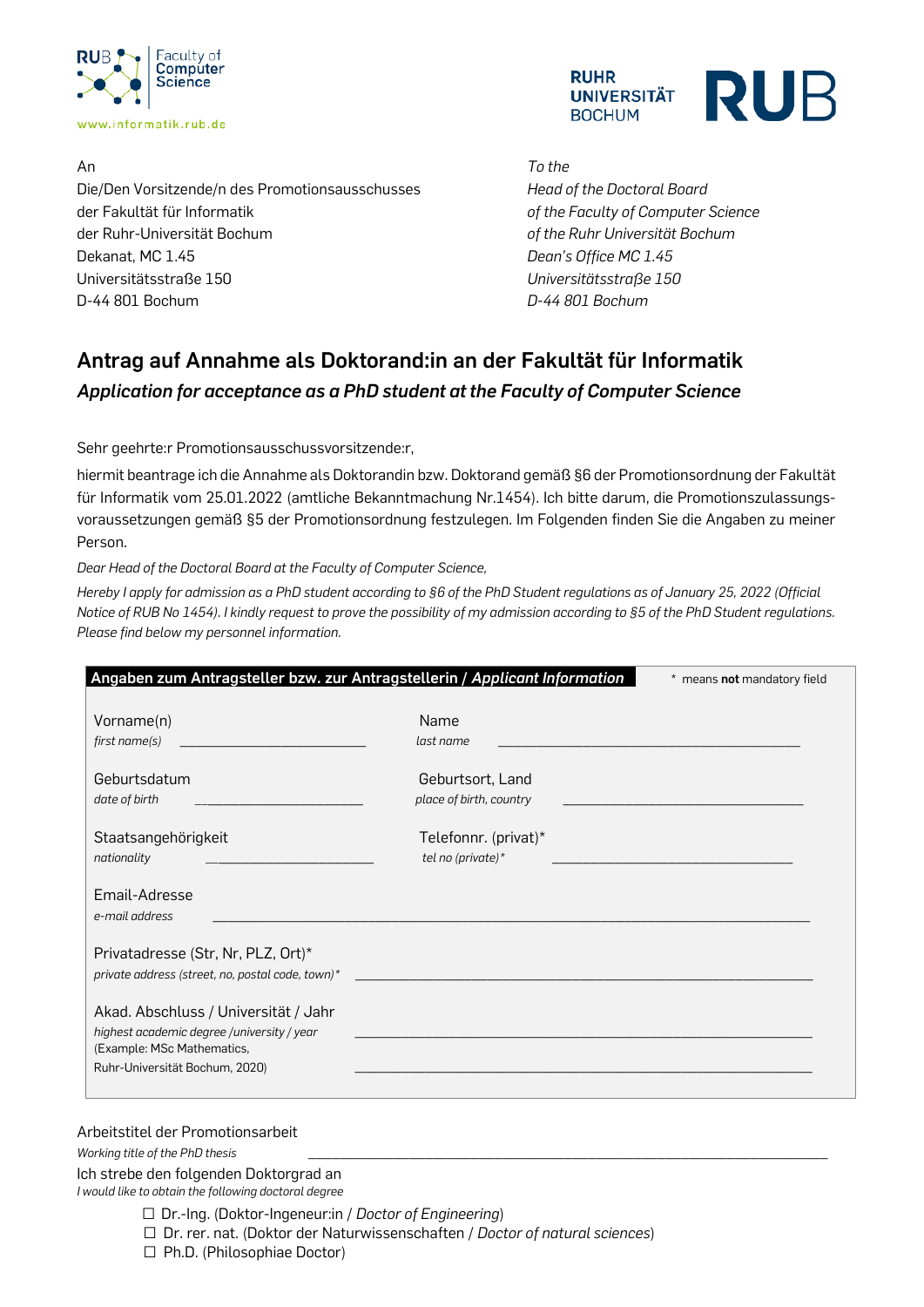RUB Faculty of Computer Science

www.informatik.rub.de

RUHR UNIVERSITÄT BOCHUM RUB

An
Die/Den Vorsitzende/n des Promotionsausschusses
der Fakultät für Informatik
der Ruhr-Universität Bochum
Dekanat, MC 1.45
Universitätsstraße 150
D-44 801 Bochum

*To the*
*Head of the Doctoral Board*
*of the Faculty of Computer Science*
*of the Ruhr Universität Bochum*
*Dean's Office MC 1.45*
*Universitätsstraße 150*
*D-44 801 Bochum*

## Antrag auf Annahme als Doktorand:in an der Fakultät für Informatik

### *Application for acceptance as a PhD student at the Faculty of Computer Science*

Sehr geehrte:r Promotionsausschussvorsitzende:r,

hiermit beantrage ich die Annahme als Doktorandin bzw. Doktorand gemäß §6 der Promotionsordnung der Fakultät für Informatik vom 25.01.2022 (amtliche Bekanntmachung Nr.1454). Ich bitte darum, die Promotionszulassungs-voraussetzungen gemäß §5 der Promotionsordnung festzulegen. Im Folgenden finden Sie die Angaben zu meiner Person.

*Dear Head of the Doctoral Board at the Faculty of Computer Science,*

*Hereby I apply for admission as a PhD student according to §6 of the PhD Student regulations as of January 25, 2022 (Official Notice of RUB No 1454). I kindly request to prove the possibility of my admission according to §5 of the PhD Student regulations. Please find below my personnel information.*

**Angaben zum Antragsteller bzw. zur Antragstellerin / *Applicant Information*** — * means **not** mandatory field

Vorname(n)
*first name(s)* ___________________________

Name
*last name* ___________________________

Geburtsdatum
*date of birth* ___________________________

Geburtsort, Land
*place of birth, country* ___________________________

Staatsangehörigkeit
*nationality* ___________________________

Telefonnr. (privat)*
*tel no (private)** ___________________________

Email-Adresse
*e-mail address* ___________________________

Privatadresse (Str, Nr, PLZ, Ort)*
*private address (street, no, postal code, town)** ___________________________

Akad. Abschluss / Universität / Jahr
*highest academic degree /university / year*
(Example: MSc Mathematics,
Ruhr-Universität Bochum, 2020) ___________________________

___________________________

Arbeitstitel der Promotionsarbeit
*Working title of the PhD thesis* ___________________________

Ich strebe den folgenden Doktorgrad an
*I would like to obtain the following doctoral degree*

- ☐ Dr.-Ing. (Doktor-Ingeneur:in / *Doctor of Engineering*)
- ☐ Dr. rer. nat. (Doktor der Naturwissenschaften / *Doctor of natural sciences*)
- ☐ Ph.D. (Philosophiae Doctor)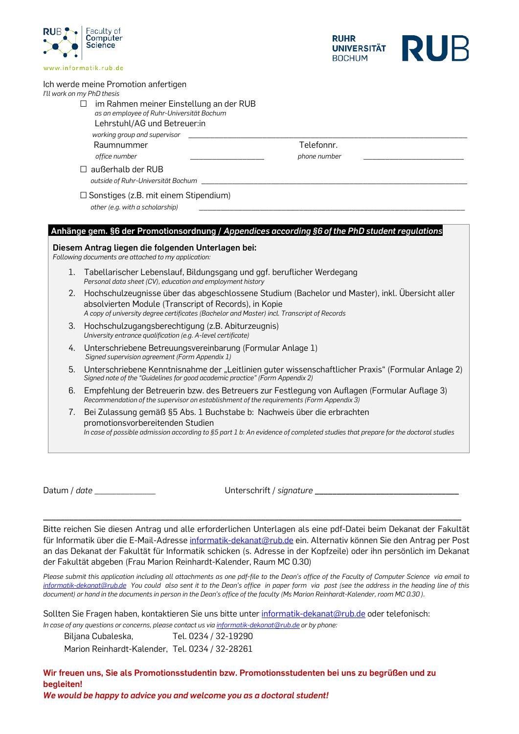Ich werde meine Promotion anfertigen
*I'll work on my PhD thesis*

☐ im Rahmen meiner Einstellung an der RUB
*as an employee of Ruhr-Universität Bochum*
Lehrstuhl/AG und Betreuer:in
*working group and supervisor* ______________________________
Raumnummer
*office number* __________________ Telefonnr.
*phone number* __________________

☐ außerhalb der RUB
*outside of Ruhr-Universität Bochum* ______________________________

☐ Sonstiges (z.B. mit einem Stipendium)
*other (e.g. with a scholarship)* ______________________________

**Anhänge gem. §6 der Promotionsordnung / *Appendices according §6 of the PhD student regulations***

**Diesem Antrag liegen die folgenden Unterlagen bei:**
*Following documents are attached to my application:*

1. Tabellarischer Lebenslauf, Bildungsgang und ggf. beruflicher Werdegang
   *Personal data sheet (CV), education and employment history*
2. Hochschulzeugnisse über das abgeschlossene Studium (Bachelor und Master), inkl. Übersicht aller absolvierten Module (Transcript of Records), in Kopie
   *A copy of university degree certificates (Bachelor and Master) incl. Transcript of Records*
3. Hochschulzugangsberechtigung (z.B. Abiturzeugnis)
   *University entrance qualification (e.g. A-level certificate)*
4. Unterschriebene Betreuungsvereinbarung (Formular Anlage 1)
   *Signed supervision agreement (Form Appendix 1)*
5. Unterschriebene Kenntnisnahme der „Leitlinien guter wissenschaftlicher Praxis" (Formular Anlage 2)
   *Signed note of the "Guidelines for good academic practice" (Form Appendix 2)*
6. Empfehlung der Betreuerin bzw. des Betreuers zur Festlegung von Auflagen (Formular Auflage 3)
   *Recommendation of the supervisor on establishment of the requirements (Form Appendix 3)*
7. Bei Zulassung gemäß §5 Abs. 1 Buchstabe b: Nachweis über die erbrachten promotionsvorbereitenden Studien
   *In case of possible admission according to §5 part 1 b: An evidence of completed studies that prepare for the doctoral studies*

Datum / *date* ______________ Unterschrift / *signature* ______________________________

---

Bitte reichen Sie diesen Antrag und alle erforderlichen Unterlagen als eine pdf-Datei beim Dekanat der Fakultät für Informatik über die E-Mail-Adresse informatik-dekanat@rub.de ein. Alternativ können Sie den Antrag per Post an das Dekanat der Fakultät für Informatik schicken (s. Adresse in der Kopfzeile) oder ihn persönlich im Dekanat der Fakultät abgeben (Frau Marion Reinhardt-Kalender, Raum MC 0.30)

*Please submit this application including all attachments as one pdf-file to the Dean's office of the Faculty of Computer Science via email to informatik-dekanat@rub.de You could also sent it to the Dean's office in paper form via post (see the address in the heading line of this document) or hand in the documents in person in the Dean's office of the faculty (Ms Marion Reinhardt-Kalender, room MC 0.30 ).*

Sollten Sie Fragen haben, kontaktieren Sie uns bitte unter informatik-dekanat@rub.de oder telefonisch:
*In case of any questions or concerns, please contact us via informatik-dekanat@rub.de or by phone:*

Biljana Cubaleska, Tel. 0234 / 32-19290
Marion Reinhardt-Kalender, Tel. 0234 / 32-28261

**Wir freuen uns, Sie als Promotionsstudentin bzw. Promotionsstudenten bei uns zu begrüßen und zu begleiten!**
***We would be happy to advice you and welcome you as a doctoral student!***